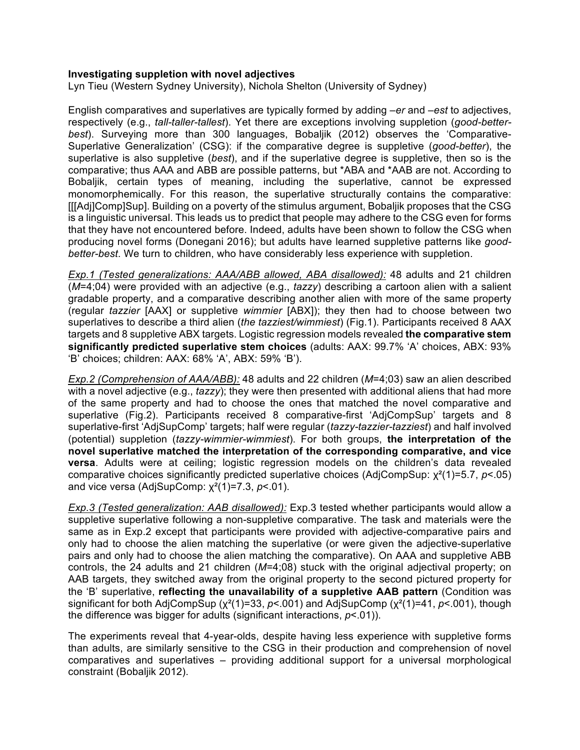**Investigating suppletion with novel adjectives**

Lyn Tieu (Western Sydney University), Nichola Shelton (University of Sydney)

English comparatives and superlatives are typically formed by adding *–er* and *–est* to adjectives, respectively (e.g., *tall-taller-tallest*). Yet there are exceptions involving suppletion (*good-better-best*). Surveying more than 300 languages, Bobaljik (2012) observes the 'Comparative-Superlative Generalization' (CSG): if the comparative degree is suppletive (*good-better*), the superlative is also suppletive (*best*), and if the superlative degree is suppletive, then so is the comparative; thus AAA and ABB are possible patterns, but *ABA and *AAB are not. According to Bobaljik, certain types of meaning, including the superlative, cannot be expressed monomorphemically. For this reason, the superlative structurally contains the comparative: [[[Adj]Comp]Sup]. Building on a poverty of the stimulus argument, Bobaljik proposes that the CSG is a linguistic universal. This leads us to predict that people may adhere to the CSG even for forms that they have not encountered before. Indeed, adults have been shown to follow the CSG when producing novel forms (Donegani 2016); but adults have learned suppletive patterns like *good-better-best*. We turn to children, who have considerably less experience with suppletion.

*Exp.1 (Tested generalizations: AAA/ABB allowed, ABA disallowed):* 48 adults and 21 children (*M*=4;04) were provided with an adjective (e.g., *tazzy*) describing a cartoon alien with a salient gradable property, and a comparative describing another alien with more of the same property (regular *tazzier* [AAX] or suppletive *wimmier* [ABX]); they then had to choose between two superlatives to describe a third alien (*the tazziest/wimmiest*) (Fig.1). Participants received 8 AAX targets and 8 suppletive ABX targets. Logistic regression models revealed **the comparative stem significantly predicted superlative stem choices** (adults: AAX: 99.7% 'A' choices, ABX: 93% 'B' choices; children: AAX: 68% 'A', ABX: 59% 'B').

*Exp.2 (Comprehension of AAA/ABB):* 48 adults and 22 children (*M*=4;03) saw an alien described with a novel adjective (e.g., *tazzy*); they were then presented with additional aliens that had more of the same property and had to choose the ones that matched the novel comparative and superlative (Fig.2). Participants received 8 comparative-first 'AdjCompSup' targets and 8 superlative-first 'AdjSupComp' targets; half were regular (*tazzy-tazzier-tazziest*) and half involved (potential) suppletion (*tazzy-wimmier-wimmiest*). For both groups, **the interpretation of the novel superlative matched the interpretation of the corresponding comparative, and vice versa**. Adults were at ceiling; logistic regression models on the children's data revealed comparative choices significantly predicted superlative choices (AdjCompSup: $\chi^2(1)=5.7$, $p<.05$) and vice versa (AdjSupComp: $\chi^2(1)=7.3$, $p<.01$).

*Exp.3 (Tested generalization: AAB disallowed):* Exp.3 tested whether participants would allow a suppletive superlative following a non-suppletive comparative. The task and materials were the same as in Exp.2 except that participants were provided with adjective-comparative pairs and only had to choose the alien matching the superlative (or were given the adjective-superlative pairs and only had to choose the alien matching the comparative). On AAA and suppletive ABB controls, the 24 adults and 21 children (*M*=4;08) stuck with the original adjectival property; on AAB targets, they switched away from the original property to the second pictured property for the 'B' superlative, **reflecting the unavailability of a suppletive AAB pattern** (Condition was significant for both AdjCompSup ($\chi^2(1)=33$, $p<.001$) and AdjSupComp ($\chi^2(1)=41$, $p<.001$), though the difference was bigger for adults (significant interactions, $p<.01$)).

The experiments reveal that 4-year-olds, despite having less experience with suppletive forms than adults, are similarly sensitive to the CSG in their production and comprehension of novel comparatives and superlatives – providing additional support for a universal morphological constraint (Bobaljik 2012).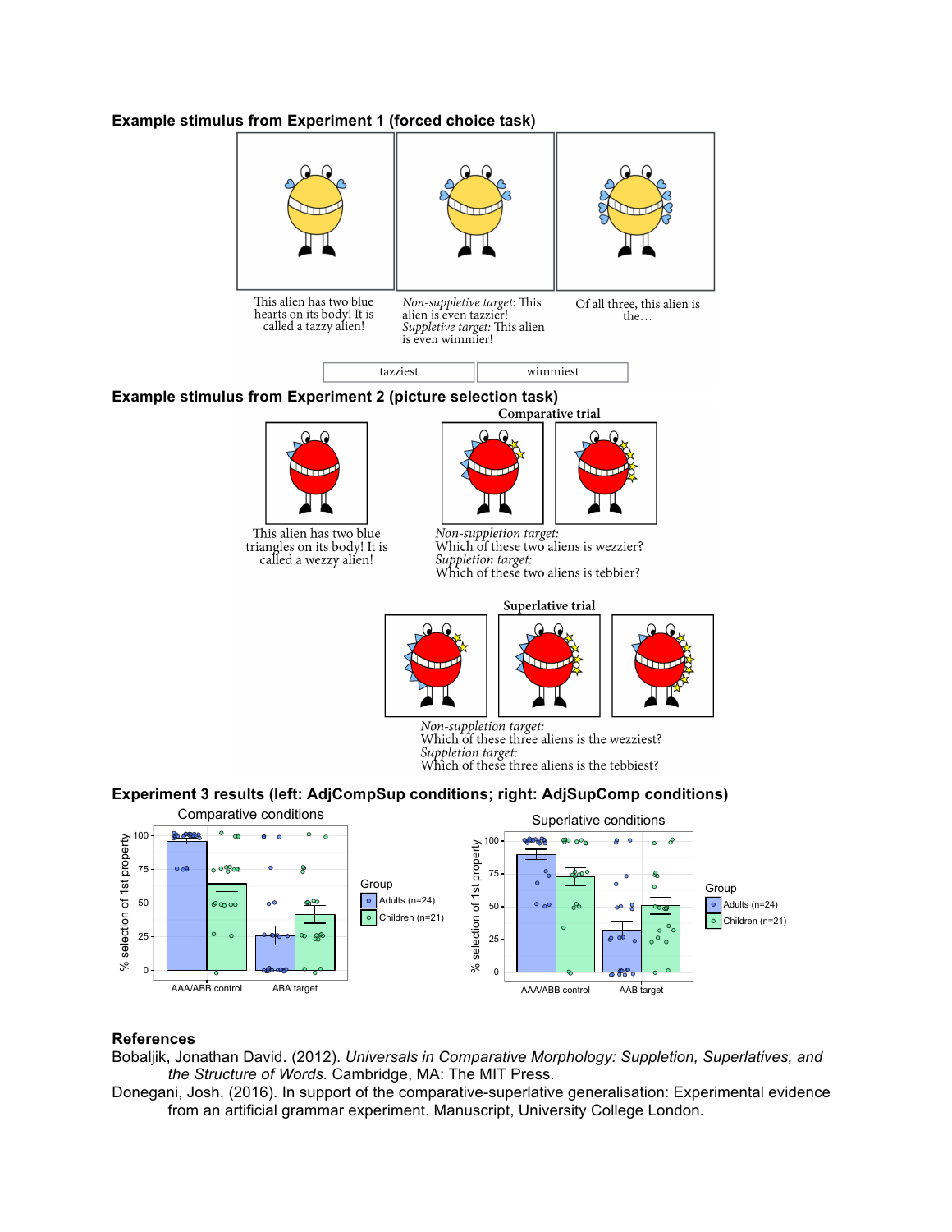**Example stimulus from Experiment 1 (forced choice task)**

This alien has two blue hearts on its body! It is called a tazzy alien!

*Non-suppletive target:* This alien is even tazzier!
*Suppletive target:* This alien is even wimmier!

Of all three, this alien is the…

tazziest | wimmiest

**Example stimulus from Experiment 2 (picture selection task)**

Comparative trial

This alien has two blue triangles on its body! It is called a wezzy alien!

*Non-suppletion target:*
Which of these two aliens is wezzier?
*Suppletion target:*
Which of these two aliens is tebbier?

Superlative trial

*Non-suppletion target:*
Which of these three aliens is the wezziest?
*Suppletion target:*
Which of these three aliens is the tebbiest?

**Experiment 3 results (left: AdjCompSup conditions; right: AdjSupComp conditions)**

Comparative conditions

% selection of 1st property

100
75
50
25
0

AAA/ABB control
ABA target

Group
Adults (n=24)
Children (n=21)

Superlative conditions

% selection of 1st property

100
75
50
25
0

AAA/ABB control
AAB target

Group
Adults (n=24)
Children (n=21)

## References

Bobaljik, Jonathan David. (2012). *Universals in Comparative Morphology: Suppletion, Superlatives, and the Structure of Words.* Cambridge, MA: The MIT Press.

Donegani, Josh. (2016). In support of the comparative-superlative generalisation: Experimental evidence from an artificial grammar experiment. Manuscript, University College London.